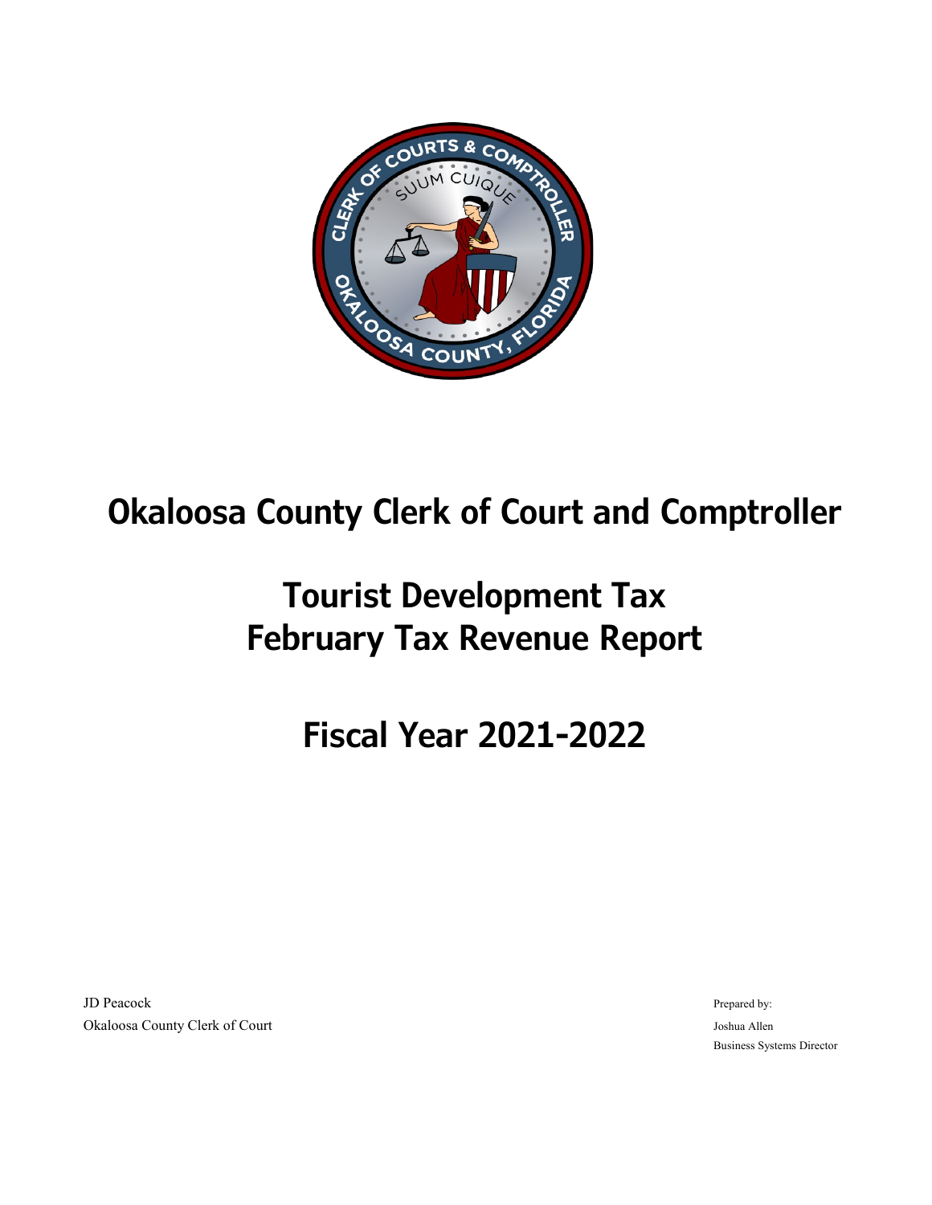# Okaloosa County Clerk of Court and Comptroller

## Tourist Development Tax
## February Tax Revenue Report

## Fiscal Year 2021-2022

JD Peacock
Okaloosa County Clerk of Court

Prepared by:
Joshua Allen
Business Systems Director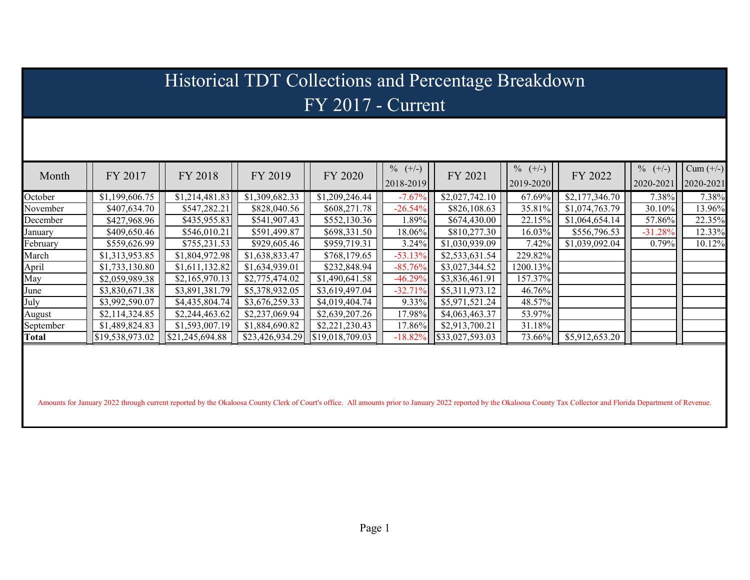# Historical TDT Collections and Percentage Breakdown
## FY 2017 - Current

| Month | FY 2017 | FY 2018 | FY 2019 | FY 2020 | % (+/-) 2018-2019 | FY 2021 | % (+/-) 2019-2020 | FY 2022 | % (+/-) 2020-2021 | Cum (+/-) 2020-2021 |
|---|---|---|---|---|---|---|---|---|---|---|
| October | $1,199,606.75 | $1,214,481.83 | $1,309,682.33 | $1,209,246.44 | -7.67% | $2,027,742.10 | 67.69% | $2,177,346.70 | 7.38% | 7.38% |
| November | $407,634.70 | $547,282.21 | $828,040.56 | $608,271.78 | -26.54% | $826,108.63 | 35.81% | $1,074,763.79 | 30.10% | 13.96% |
| December | $427,968.96 | $435,955.83 | $541,907.43 | $552,130.36 | 1.89% | $674,430.00 | 22.15% | $1,064,654.14 | 57.86% | 22.35% |
| January | $409,650.46 | $546,010.21 | $591,499.87 | $698,331.50 | 18.06% | $810,277.30 | 16.03% | $556,796.53 | -31.28% | 12.33% |
| February | $559,626.99 | $755,231.53 | $929,605.46 | $959,719.31 | 3.24% | $1,030,939.09 | 7.42% | $1,039,092.04 | 0.79% | 10.12% |
| March | $1,313,953.85 | $1,804,972.98 | $1,638,833.47 | $768,179.65 | -53.13% | $2,533,631.54 | 229.82% | | | |
| April | $1,733,130.80 | $1,611,132.82 | $1,634,939.01 | $232,848.94 | -85.76% | $3,027,344.52 | 1200.13% | | | |
| May | $2,059,989.38 | $2,165,970.13 | $2,775,474.02 | $1,490,641.58 | -46.29% | $3,836,461.91 | 157.37% | | | |
| June | $3,830,671.38 | $3,891,381.79 | $5,378,932.05 | $3,619,497.04 | -32.71% | $5,311,973.12 | 46.76% | | | |
| July | $3,992,590.07 | $4,435,804.74 | $3,676,259.33 | $4,019,404.74 | 9.33% | $5,971,521.24 | 48.57% | | | |
| August | $2,114,324.85 | $2,244,463.62 | $2,237,069.94 | $2,639,207.26 | 17.98% | $4,063,463.37 | 53.97% | | | |
| September | $1,489,824.83 | $1,593,007.19 | $1,884,690.82 | $2,221,230.43 | 17.86% | $2,913,700.21 | 31.18% | | | |
| **Total** | $19,538,973.02 | $21,245,694.88 | $23,426,934.29 | $19,018,709.03 | -18.82% | $33,027,593.03 | 73.66% | $5,912,653.20 | | |

Amounts for January 2022 through current reported by the Okaloosa County Clerk of Court's office. All amounts prior to January 2022 reported by the Okaloosa County Tax Collector and Florida Department of Revenue.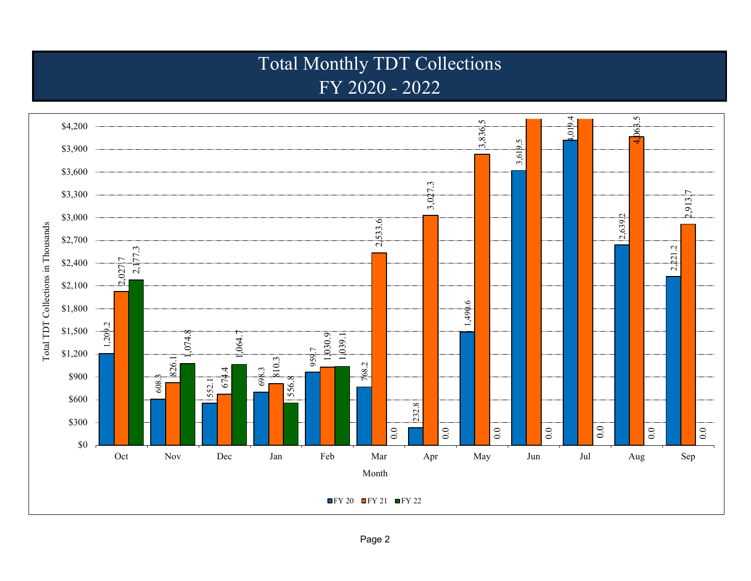# Total Monthly TDT Collections
## FY 2020 - 2022

Total TDT Collections in Thousands

| Month | FY 20 | FY 21 | FY 22 |
|---|---|---|---|
| Oct | 1,209.2 | 2,027.7 | 2,177.3 |
| Nov | 608.3 | 826.1 | 1,074.8 |
| Dec | 552.1 | 674.4 | 1,064.7 |
| Jan | 698.3 | 810.3 | 556.8 |
| Feb | 959.7 | 1,030.9 | 1,039.1 |
| Mar | 768.2 | 2,533.6 | 0.0 |
| Apr | 232.8 | 3,027.3 | 0.0 |
| May | 1,490.6 | 3,836.5 | 0.0 |
| Jun | 3,619.5 | | 0.0 |
| Jul | 4,019.4 | | 0.0 |
| Aug | 2,639.2 | 4,063.5 | 0.0 |
| Sep | 2,221.2 | 2,913.7 | 0.0 |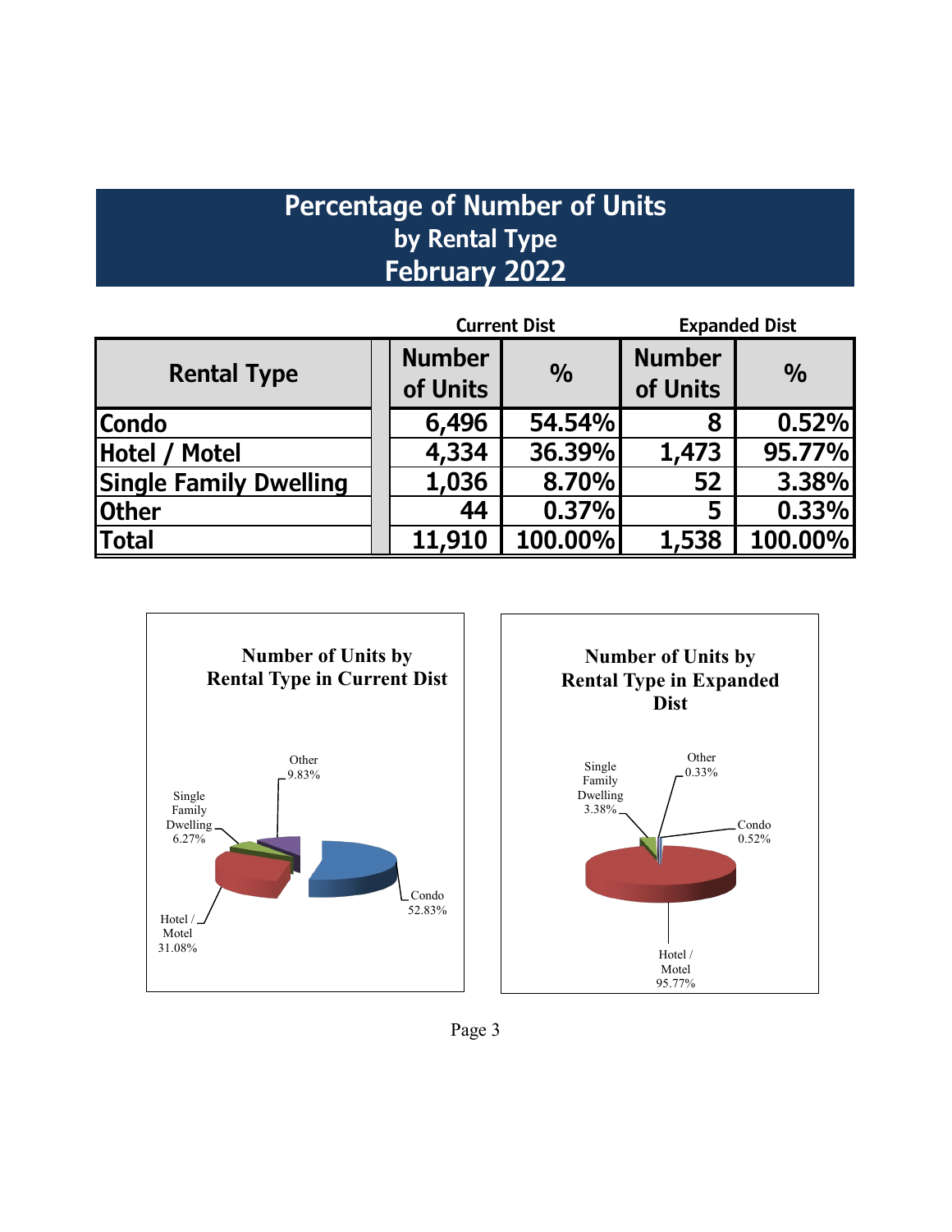# Percentage of Number of Units
## by Rental Type
## February 2022

| Rental Type | Current Dist Number of Units | Current Dist % | Expanded Dist Number of Units | Expanded Dist % |
|---|---|---|---|---|
| Condo | 6,496 | 54.54% | 8 | 0.52% |
| Hotel / Motel | 4,334 | 36.39% | 1,473 | 95.77% |
| Single Family Dwelling | 1,036 | 8.70% | 52 | 3.38% |
| Other | 44 | 0.37% | 5 | 0.33% |
| Total | 11,910 | 100.00% | 1,538 | 100.00% |

**Number of Units by Rental Type in Current Dist**

Other 9.83%
Single Family Dwelling 6.27%
Hotel / Motel 31.08%
Condo 52.83%

**Number of Units by Rental Type in Expanded Dist**

Single Family Dwelling 3.38%
Other 0.33%
Condo 0.52%
Hotel / Motel 95.77%